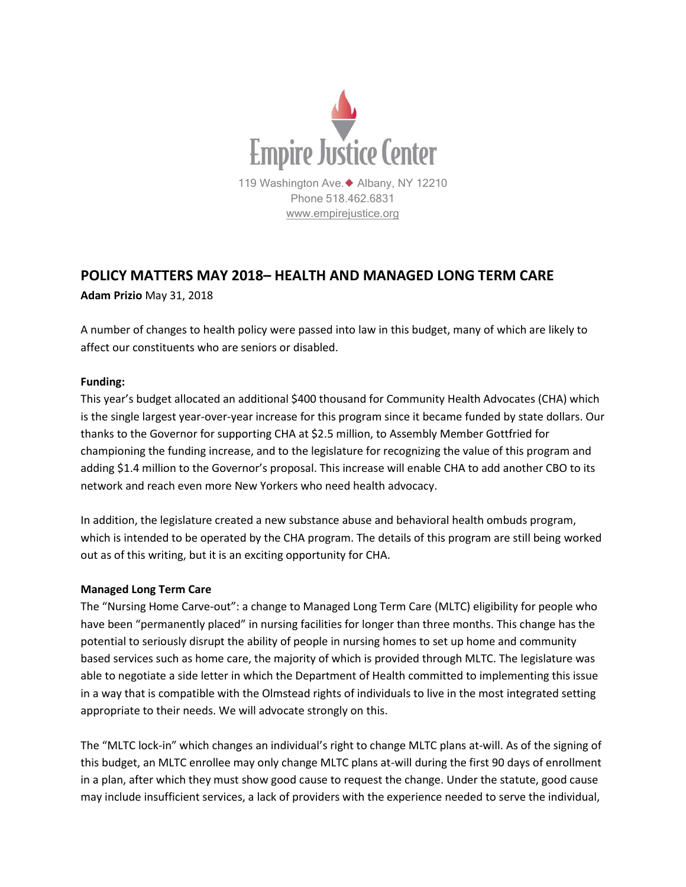Empire Justice Center

119 Washington Ave. ◆ Albany, NY 12210
Phone 518.462.6831
www.empirejustice.org

## POLICY MATTERS MAY 2018– HEALTH AND MANAGED LONG TERM CARE

**Adam Prizio** May 31, 2018

A number of changes to health policy were passed into law in this budget, many of which are likely to affect our constituents who are seniors or disabled.

**Funding:**

This year's budget allocated an additional $400 thousand for Community Health Advocates (CHA) which is the single largest year-over-year increase for this program since it became funded by state dollars. Our thanks to the Governor for supporting CHA at $2.5 million, to Assembly Member Gottfried for championing the funding increase, and to the legislature for recognizing the value of this program and adding $1.4 million to the Governor's proposal. This increase will enable CHA to add another CBO to its network and reach even more New Yorkers who need health advocacy.

In addition, the legislature created a new substance abuse and behavioral health ombuds program, which is intended to be operated by the CHA program. The details of this program are still being worked out as of this writing, but it is an exciting opportunity for CHA.

**Managed Long Term Care**

The "Nursing Home Carve-out": a change to Managed Long Term Care (MLTC) eligibility for people who have been "permanently placed" in nursing facilities for longer than three months. This change has the potential to seriously disrupt the ability of people in nursing homes to set up home and community based services such as home care, the majority of which is provided through MLTC. The legislature was able to negotiate a side letter in which the Department of Health committed to implementing this issue in a way that is compatible with the Olmstead rights of individuals to live in the most integrated setting appropriate to their needs. We will advocate strongly on this.

The "MLTC lock-in" which changes an individual's right to change MLTC plans at-will. As of the signing of this budget, an MLTC enrollee may only change MLTC plans at-will during the first 90 days of enrollment in a plan, after which they must show good cause to request the change. Under the statute, good cause may include insufficient services, a lack of providers with the experience needed to serve the individual,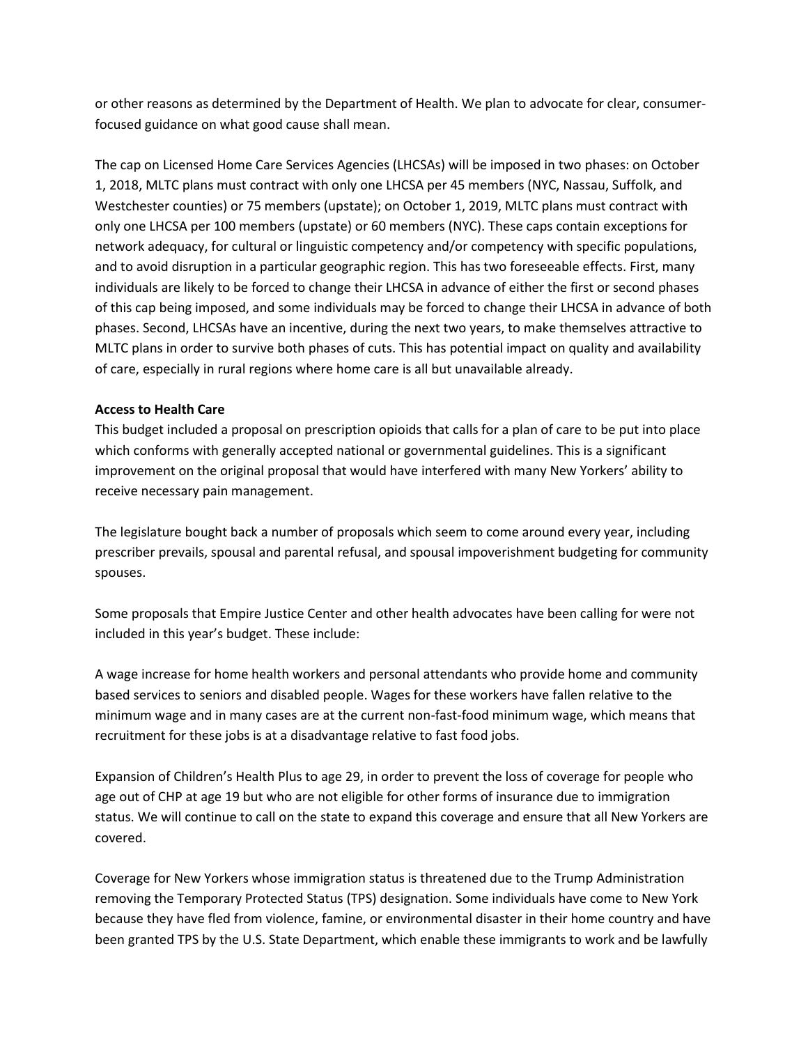or other reasons as determined by the Department of Health. We plan to advocate for clear, consumer-focused guidance on what good cause shall mean.

The cap on Licensed Home Care Services Agencies (LHCSAs) will be imposed in two phases: on October 1, 2018, MLTC plans must contract with only one LHCSA per 45 members (NYC, Nassau, Suffolk, and Westchester counties) or 75 members (upstate); on October 1, 2019, MLTC plans must contract with only one LHCSA per 100 members (upstate) or 60 members (NYC). These caps contain exceptions for network adequacy, for cultural or linguistic competency and/or competency with specific populations, and to avoid disruption in a particular geographic region. This has two foreseeable effects. First, many individuals are likely to be forced to change their LHCSA in advance of either the first or second phases of this cap being imposed, and some individuals may be forced to change their LHCSA in advance of both phases. Second, LHCSAs have an incentive, during the next two years, to make themselves attractive to MLTC plans in order to survive both phases of cuts. This has potential impact on quality and availability of care, especially in rural regions where home care is all but unavailable already.

**Access to Health Care**

This budget included a proposal on prescription opioids that calls for a plan of care to be put into place which conforms with generally accepted national or governmental guidelines. This is a significant improvement on the original proposal that would have interfered with many New Yorkers' ability to receive necessary pain management.

The legislature bought back a number of proposals which seem to come around every year, including prescriber prevails, spousal and parental refusal, and spousal impoverishment budgeting for community spouses.

Some proposals that Empire Justice Center and other health advocates have been calling for were not included in this year's budget. These include:

A wage increase for home health workers and personal attendants who provide home and community based services to seniors and disabled people. Wages for these workers have fallen relative to the minimum wage and in many cases are at the current non-fast-food minimum wage, which means that recruitment for these jobs is at a disadvantage relative to fast food jobs.

Expansion of Children's Health Plus to age 29, in order to prevent the loss of coverage for people who age out of CHP at age 19 but who are not eligible for other forms of insurance due to immigration status. We will continue to call on the state to expand this coverage and ensure that all New Yorkers are covered.

Coverage for New Yorkers whose immigration status is threatened due to the Trump Administration removing the Temporary Protected Status (TPS) designation. Some individuals have come to New York because they have fled from violence, famine, or environmental disaster in their home country and have been granted TPS by the U.S. State Department, which enable these immigrants to work and be lawfully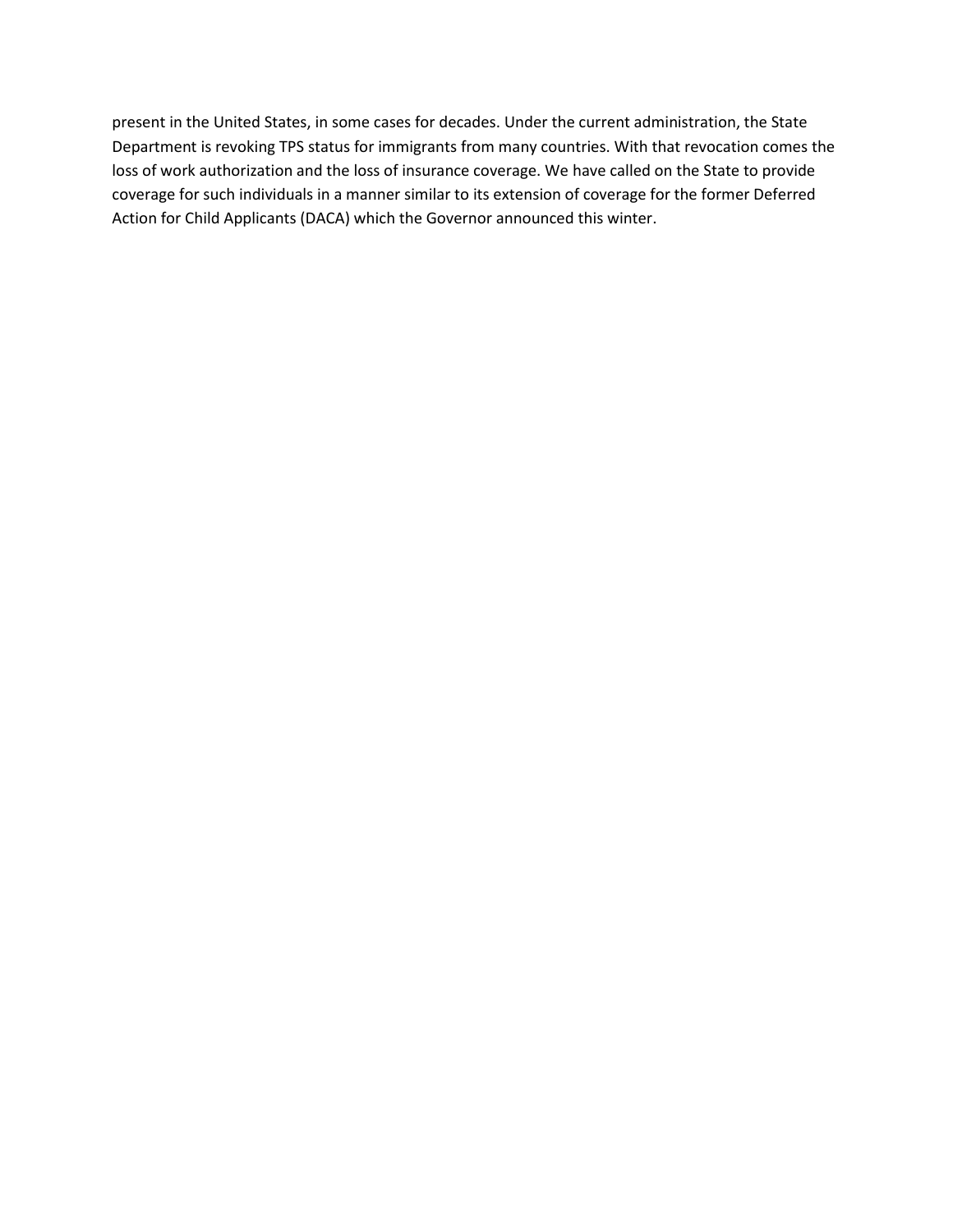present in the United States, in some cases for decades. Under the current administration, the State Department is revoking TPS status for immigrants from many countries. With that revocation comes the loss of work authorization and the loss of insurance coverage. We have called on the State to provide coverage for such individuals in a manner similar to its extension of coverage for the former Deferred Action for Child Applicants (DACA) which the Governor announced this winter.